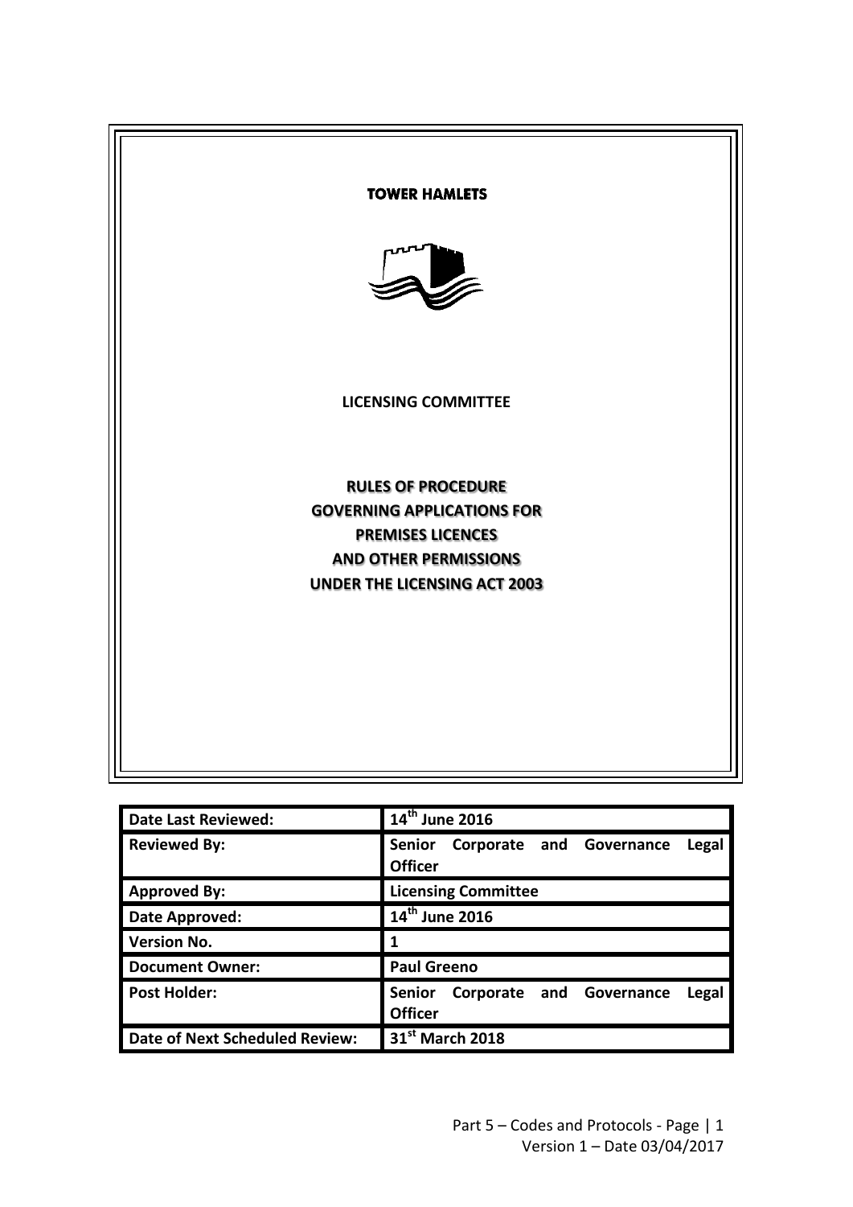**TOWER HAMLETS**

**LICENSING COMMITTEE**

# RULES OF PROCEDURE GOVERNING APPLICATIONS FOR PREMISES LICENCES AND OTHER PERMISSIONS UNDER THE LICENSING ACT 2003

| | |
|---|---|
| **Date Last Reviewed:** | **14th June 2016** |
| **Reviewed By:** | **Senior Corporate and Governance Legal Officer** |
| **Approved By:** | **Licensing Committee** |
| **Date Approved:** | **14th June 2016** |
| **Version No.** | **1** |
| **Document Owner:** | **Paul Greeno** |
| **Post Holder:** | **Senior Corporate and Governance Legal Officer** |
| **Date of Next Scheduled Review:** | **31st March 2018** |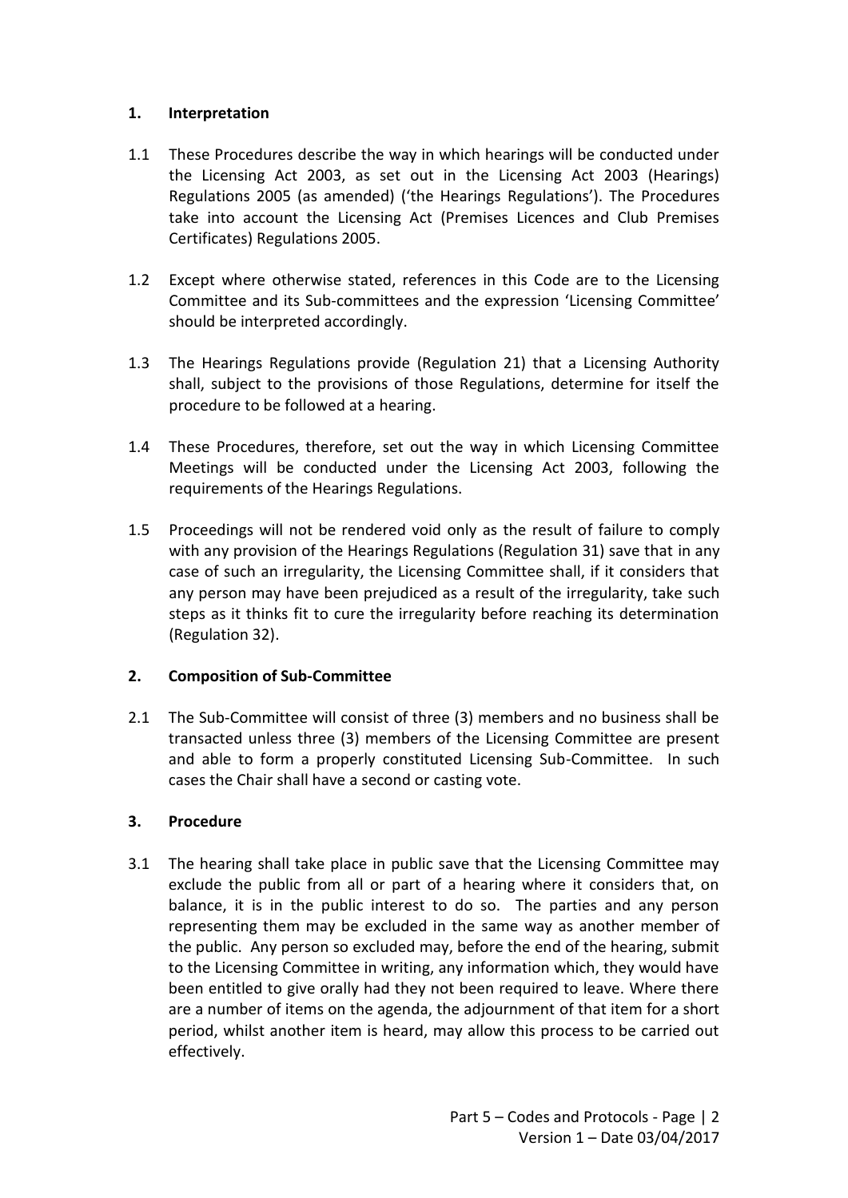## 1. Interpretation

1.1 These Procedures describe the way in which hearings will be conducted under the Licensing Act 2003, as set out in the Licensing Act 2003 (Hearings) Regulations 2005 (as amended) ('the Hearings Regulations'). The Procedures take into account the Licensing Act (Premises Licences and Club Premises Certificates) Regulations 2005.

1.2 Except where otherwise stated, references in this Code are to the Licensing Committee and its Sub-committees and the expression 'Licensing Committee' should be interpreted accordingly.

1.3 The Hearings Regulations provide (Regulation 21) that a Licensing Authority shall, subject to the provisions of those Regulations, determine for itself the procedure to be followed at a hearing.

1.4 These Procedures, therefore, set out the way in which Licensing Committee Meetings will be conducted under the Licensing Act 2003, following the requirements of the Hearings Regulations.

1.5 Proceedings will not be rendered void only as the result of failure to comply with any provision of the Hearings Regulations (Regulation 31) save that in any case of such an irregularity, the Licensing Committee shall, if it considers that any person may have been prejudiced as a result of the irregularity, take such steps as it thinks fit to cure the irregularity before reaching its determination (Regulation 32).

## 2. Composition of Sub-Committee

2.1 The Sub-Committee will consist of three (3) members and no business shall be transacted unless three (3) members of the Licensing Committee are present and able to form a properly constituted Licensing Sub-Committee. In such cases the Chair shall have a second or casting vote.

## 3. Procedure

3.1 The hearing shall take place in public save that the Licensing Committee may exclude the public from all or part of a hearing where it considers that, on balance, it is in the public interest to do so. The parties and any person representing them may be excluded in the same way as another member of the public. Any person so excluded may, before the end of the hearing, submit to the Licensing Committee in writing, any information which, they would have been entitled to give orally had they not been required to leave. Where there are a number of items on the agenda, the adjournment of that item for a short period, whilst another item is heard, may allow this process to be carried out effectively.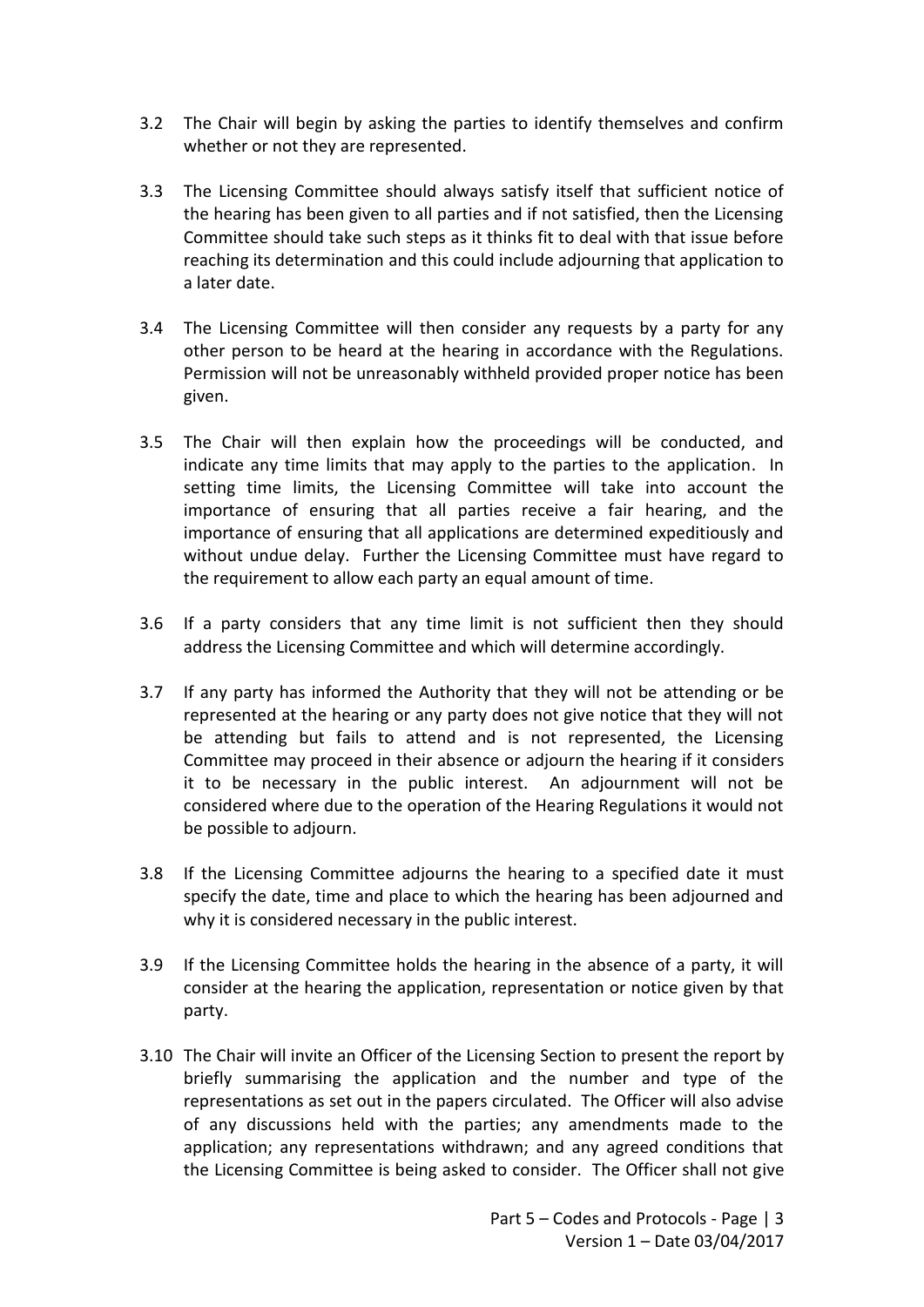3.2 The Chair will begin by asking the parties to identify themselves and confirm whether or not they are represented.

3.3 The Licensing Committee should always satisfy itself that sufficient notice of the hearing has been given to all parties and if not satisfied, then the Licensing Committee should take such steps as it thinks fit to deal with that issue before reaching its determination and this could include adjourning that application to a later date.

3.4 The Licensing Committee will then consider any requests by a party for any other person to be heard at the hearing in accordance with the Regulations. Permission will not be unreasonably withheld provided proper notice has been given.

3.5 The Chair will then explain how the proceedings will be conducted, and indicate any time limits that may apply to the parties to the application. In setting time limits, the Licensing Committee will take into account the importance of ensuring that all parties receive a fair hearing, and the importance of ensuring that all applications are determined expeditiously and without undue delay. Further the Licensing Committee must have regard to the requirement to allow each party an equal amount of time.

3.6 If a party considers that any time limit is not sufficient then they should address the Licensing Committee and which will determine accordingly.

3.7 If any party has informed the Authority that they will not be attending or be represented at the hearing or any party does not give notice that they will not be attending but fails to attend and is not represented, the Licensing Committee may proceed in their absence or adjourn the hearing if it considers it to be necessary in the public interest. An adjournment will not be considered where due to the operation of the Hearing Regulations it would not be possible to adjourn.

3.8 If the Licensing Committee adjourns the hearing to a specified date it must specify the date, time and place to which the hearing has been adjourned and why it is considered necessary in the public interest.

3.9 If the Licensing Committee holds the hearing in the absence of a party, it will consider at the hearing the application, representation or notice given by that party.

3.10 The Chair will invite an Officer of the Licensing Section to present the report by briefly summarising the application and the number and type of the representations as set out in the papers circulated. The Officer will also advise of any discussions held with the parties; any amendments made to the application; any representations withdrawn; and any agreed conditions that the Licensing Committee is being asked to consider. The Officer shall not give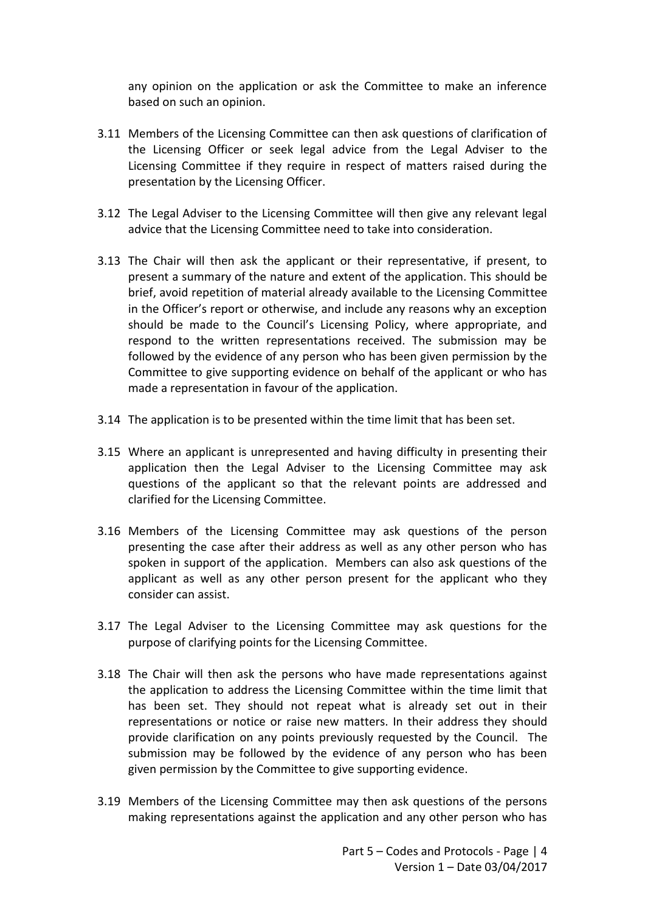any opinion on the application or ask the Committee to make an inference based on such an opinion.

3.11 Members of the Licensing Committee can then ask questions of clarification of the Licensing Officer or seek legal advice from the Legal Adviser to the Licensing Committee if they require in respect of matters raised during the presentation by the Licensing Officer.

3.12 The Legal Adviser to the Licensing Committee will then give any relevant legal advice that the Licensing Committee need to take into consideration.

3.13 The Chair will then ask the applicant or their representative, if present, to present a summary of the nature and extent of the application. This should be brief, avoid repetition of material already available to the Licensing Committee in the Officer's report or otherwise, and include any reasons why an exception should be made to the Council's Licensing Policy, where appropriate, and respond to the written representations received. The submission may be followed by the evidence of any person who has been given permission by the Committee to give supporting evidence on behalf of the applicant or who has made a representation in favour of the application.

3.14 The application is to be presented within the time limit that has been set.

3.15 Where an applicant is unrepresented and having difficulty in presenting their application then the Legal Adviser to the Licensing Committee may ask questions of the applicant so that the relevant points are addressed and clarified for the Licensing Committee.

3.16 Members of the Licensing Committee may ask questions of the person presenting the case after their address as well as any other person who has spoken in support of the application. Members can also ask questions of the applicant as well as any other person present for the applicant who they consider can assist.

3.17 The Legal Adviser to the Licensing Committee may ask questions for the purpose of clarifying points for the Licensing Committee.

3.18 The Chair will then ask the persons who have made representations against the application to address the Licensing Committee within the time limit that has been set. They should not repeat what is already set out in their representations or notice or raise new matters. In their address they should provide clarification on any points previously requested by the Council. The submission may be followed by the evidence of any person who has been given permission by the Committee to give supporting evidence.

3.19 Members of the Licensing Committee may then ask questions of the persons making representations against the application and any other person who has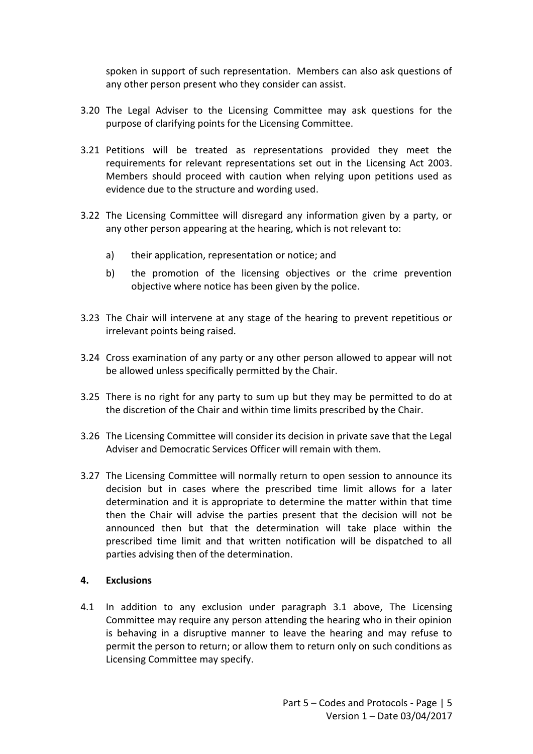spoken in support of such representation. Members can also ask questions of any other person present who they consider can assist.

3.20 The Legal Adviser to the Licensing Committee may ask questions for the purpose of clarifying points for the Licensing Committee.

3.21 Petitions will be treated as representations provided they meet the requirements for relevant representations set out in the Licensing Act 2003. Members should proceed with caution when relying upon petitions used as evidence due to the structure and wording used.

3.22 The Licensing Committee will disregard any information given by a party, or any other person appearing at the hearing, which is not relevant to:

   a) their application, representation or notice; and

   b) the promotion of the licensing objectives or the crime prevention objective where notice has been given by the police.

3.23 The Chair will intervene at any stage of the hearing to prevent repetitious or irrelevant points being raised.

3.24 Cross examination of any party or any other person allowed to appear will not be allowed unless specifically permitted by the Chair.

3.25 There is no right for any party to sum up but they may be permitted to do at the discretion of the Chair and within time limits prescribed by the Chair.

3.26 The Licensing Committee will consider its decision in private save that the Legal Adviser and Democratic Services Officer will remain with them.

3.27 The Licensing Committee will normally return to open session to announce its decision but in cases where the prescribed time limit allows for a later determination and it is appropriate to determine the matter within that time then the Chair will advise the parties present that the decision will not be announced then but that the determination will take place within the prescribed time limit and that written notification will be dispatched to all parties advising then of the determination.

## 4. Exclusions

4.1 In addition to any exclusion under paragraph 3.1 above, The Licensing Committee may require any person attending the hearing who in their opinion is behaving in a disruptive manner to leave the hearing and may refuse to permit the person to return; or allow them to return only on such conditions as Licensing Committee may specify.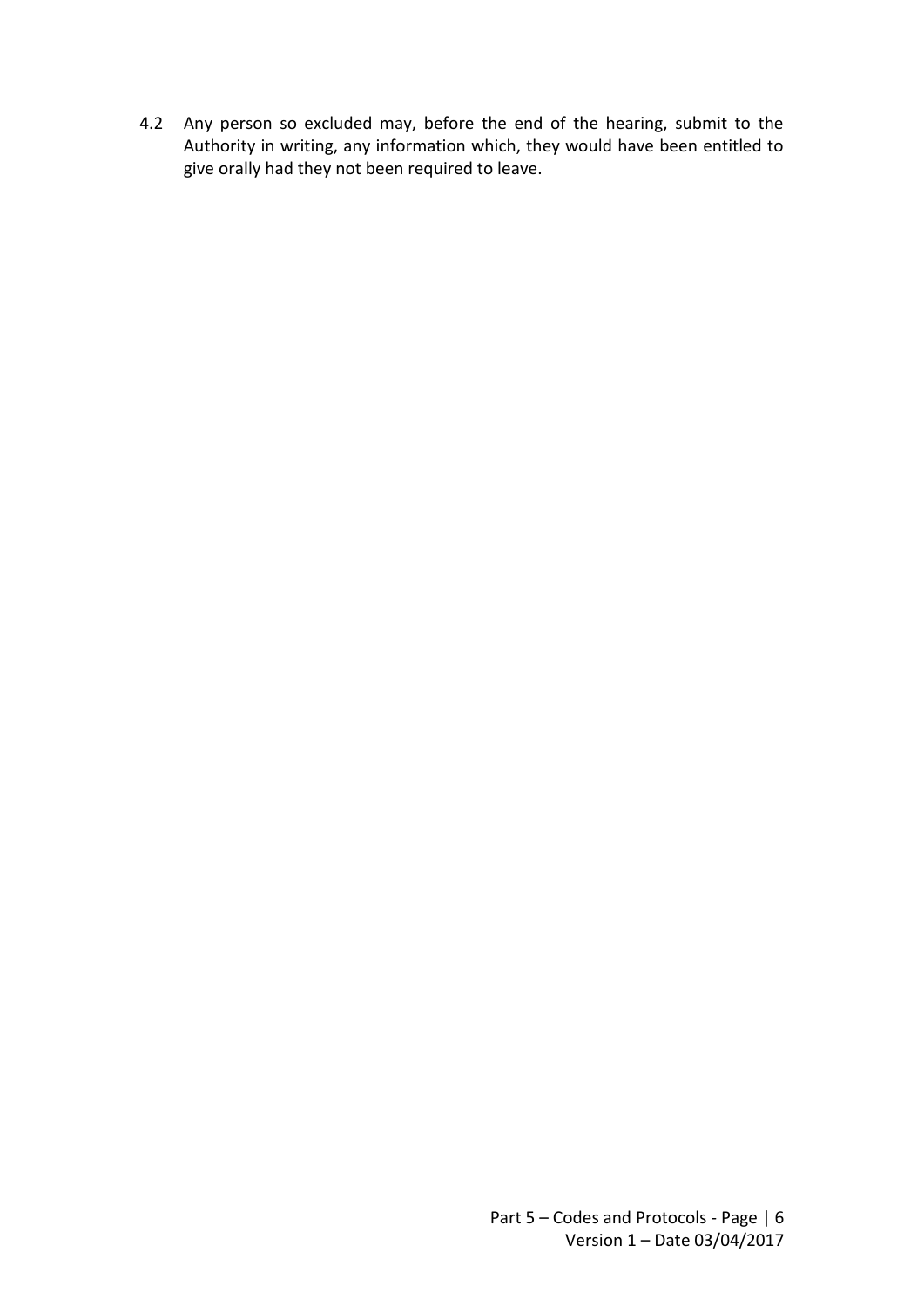4.2 Any person so excluded may, before the end of the hearing, submit to the Authority in writing, any information which, they would have been entitled to give orally had they not been required to leave.